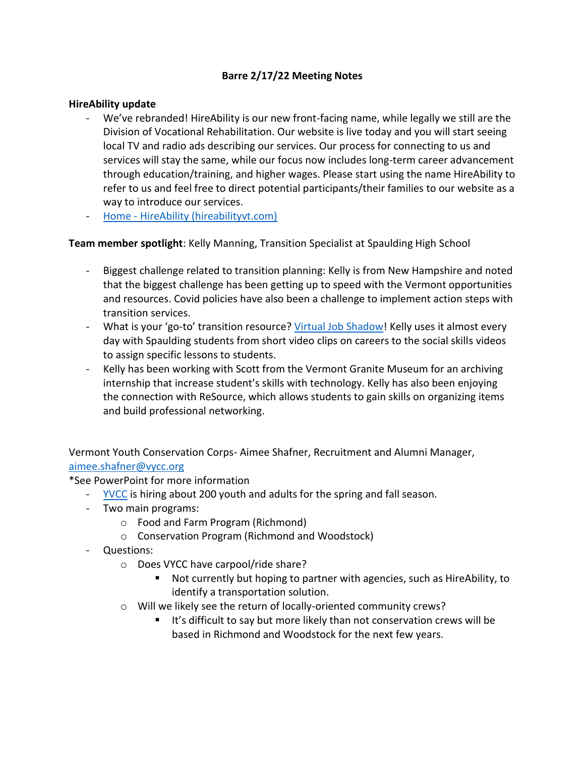# Barre 2/17/22 Meeting Notes

**HireAbility update**

- We've rebranded! HireAbility is our new front-facing name, while legally we still are the Division of Vocational Rehabilitation. Our website is live today and you will start seeing local TV and radio ads describing our services. Our process for connecting to us and services will stay the same, while our focus now includes long-term career advancement through education/training, and higher wages. Please start using the name HireAbility to refer to us and feel free to direct potential participants/their families to our website as a way to introduce our services.
- Home - HireAbility (hireabilityvt.com)

**Team member spotlight**: Kelly Manning, Transition Specialist at Spaulding High School

- Biggest challenge related to transition planning: Kelly is from New Hampshire and noted that the biggest challenge has been getting up to speed with the Vermont opportunities and resources. Covid policies have also been a challenge to implement action steps with transition services.
- What is your 'go-to' transition resource? Virtual Job Shadow! Kelly uses it almost every day with Spaulding students from short video clips on careers to the social skills videos to assign specific lessons to students.
- Kelly has been working with Scott from the Vermont Granite Museum for an archiving internship that increase student's skills with technology. Kelly has also been enjoying the connection with ReSource, which allows students to gain skills on organizing items and build professional networking.

Vermont Youth Conservation Corps- Aimee Shafner, Recruitment and Alumni Manager, aimee.shafner@vycc.org

*See PowerPoint for more information

- YVCC is hiring about 200 youth and adults for the spring and fall season.
- Two main programs:
  - Food and Farm Program (Richmond)
  - Conservation Program (Richmond and Woodstock)
- Questions:
  - Does VYCC have carpool/ride share?
    - Not currently but hoping to partner with agencies, such as HireAbility, to identify a transportation solution.
  - Will we likely see the return of locally-oriented community crews?
    - It's difficult to say but more likely than not conservation crews will be based in Richmond and Woodstock for the next few years.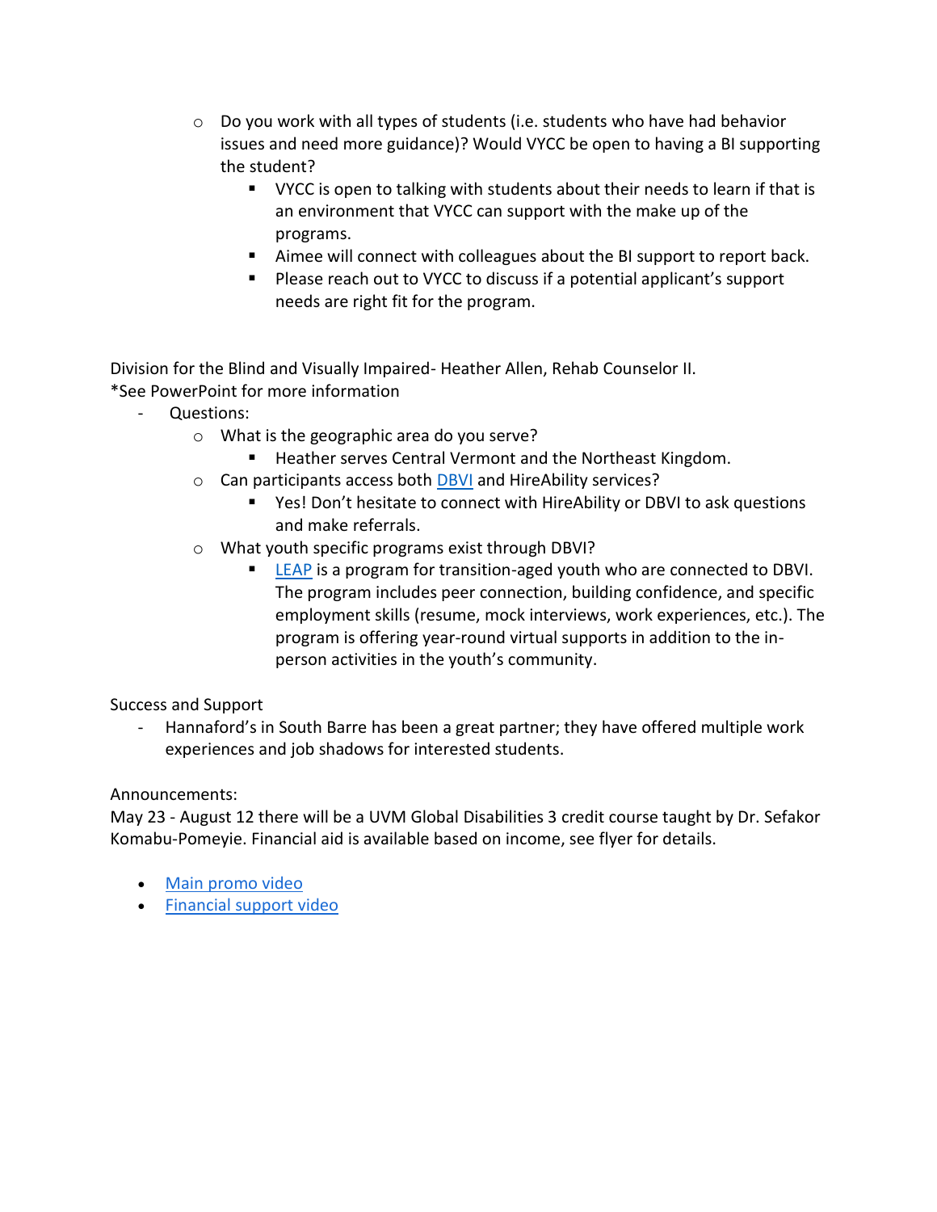- Do you work with all types of students (i.e. students who have had behavior issues and need more guidance)? Would VYCC be open to having a BI supporting the student?
    - VYCC is open to talking with students about their needs to learn if that is an environment that VYCC can support with the make up of the programs.
    - Aimee will connect with colleagues about the BI support to report back.
    - Please reach out to VYCC to discuss if a potential applicant's support needs are right fit for the program.

Division for the Blind and Visually Impaired- Heather Allen, Rehab Counselor II.
*See PowerPoint for more information

- Questions:
  - What is the geographic area do you serve?
    - Heather serves Central Vermont and the Northeast Kingdom.
  - Can participants access both DBVI and HireAbility services?
    - Yes! Don't hesitate to connect with HireAbility or DBVI to ask questions and make referrals.
  - What youth specific programs exist through DBVI?
    - LEAP is a program for transition-aged youth who are connected to DBVI. The program includes peer connection, building confidence, and specific employment skills (resume, mock interviews, work experiences, etc.). The program is offering year-round virtual supports in addition to the in-person activities in the youth's community.

Success and Support

- Hannaford's in South Barre has been a great partner; they have offered multiple work experiences and job shadows for interested students.

Announcements:
May 23 - August 12 there will be a UVM Global Disabilities 3 credit course taught by Dr. Sefakor Komabu-Pomeyie. Financial aid is available based on income, see flyer for details.

- Main promo video
- Financial support video